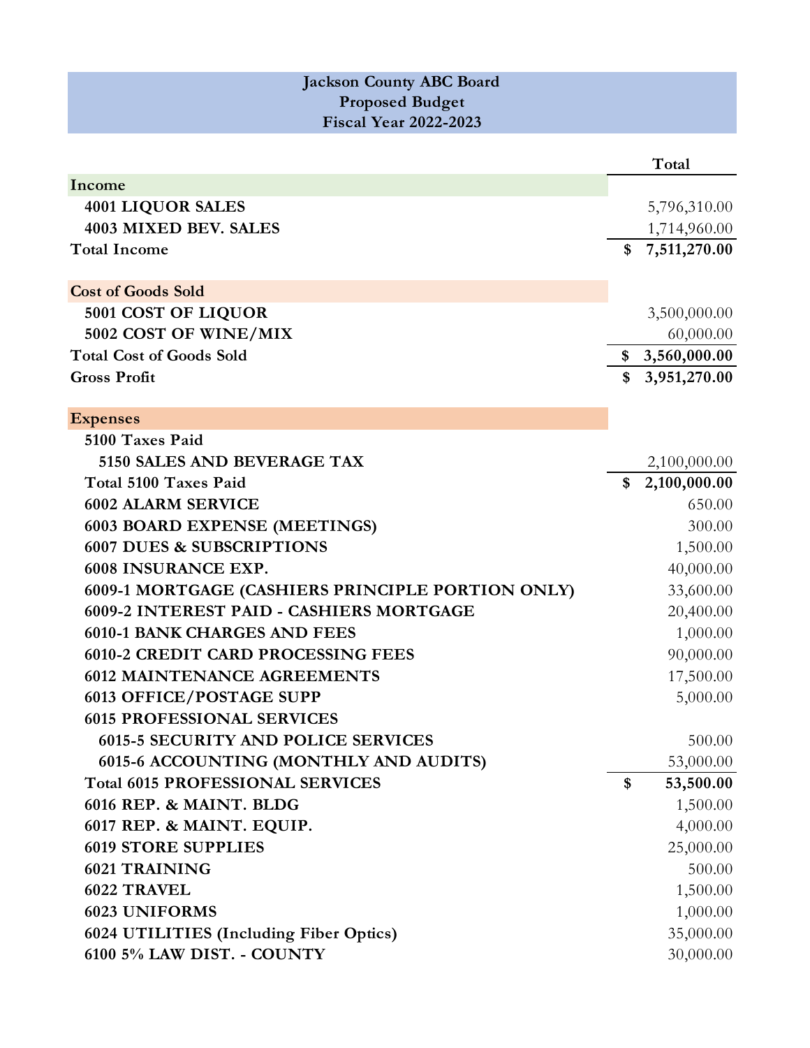# Jackson County ABC Board
## Proposed Budget
## Fiscal Year 2022-2023

| | Total |
|---|---|
| **Income** | |
| **4001 LIQUOR SALES** | 5,796,310.00 |
| **4003 MIXED BEV. SALES** | 1,714,960.00 |
| **Total Income** | **$ 7,511,270.00** |
| | |
| **Cost of Goods Sold** | |
| **5001 COST OF LIQUOR** | 3,500,000.00 |
| **5002 COST OF WINE/MIX** | 60,000.00 |
| **Total Cost of Goods Sold** | **$ 3,560,000.00** |
| **Gross Profit** | **$ 3,951,270.00** |
| | |
| **Expenses** | |
| **5100 Taxes Paid** | |
| **5150 SALES AND BEVERAGE TAX** | 2,100,000.00 |
| **Total 5100 Taxes Paid** | **$ 2,100,000.00** |
| **6002 ALARM SERVICE** | 650.00 |
| **6003 BOARD EXPENSE (MEETINGS)** | 300.00 |
| **6007 DUES & SUBSCRIPTIONS** | 1,500.00 |
| **6008 INSURANCE EXP.** | 40,000.00 |
| **6009-1 MORTGAGE (CASHIERS PRINCIPLE PORTION ONLY)** | 33,600.00 |
| **6009-2 INTEREST PAID - CASHIERS MORTGAGE** | 20,400.00 |
| **6010-1 BANK CHARGES AND FEES** | 1,000.00 |
| **6010-2 CREDIT CARD PROCESSING FEES** | 90,000.00 |
| **6012 MAINTENANCE AGREEMENTS** | 17,500.00 |
| **6013 OFFICE/POSTAGE SUPP** | 5,000.00 |
| **6015 PROFESSIONAL SERVICES** | |
| **6015-5 SECURITY AND POLICE SERVICES** | 500.00 |
| **6015-6 ACCOUNTING (MONTHLY AND AUDITS)** | 53,000.00 |
| **Total 6015 PROFESSIONAL SERVICES** | **$ 53,500.00** |
| **6016 REP. & MAINT. BLDG** | 1,500.00 |
| **6017 REP. & MAINT. EQUIP.** | 4,000.00 |
| **6019 STORE SUPPLIES** | 25,000.00 |
| **6021 TRAINING** | 500.00 |
| **6022 TRAVEL** | 1,500.00 |
| **6023 UNIFORMS** | 1,000.00 |
| **6024 UTILITIES (Including Fiber Optics)** | 35,000.00 |
| **6100 5% LAW DIST. - COUNTY** | 30,000.00 |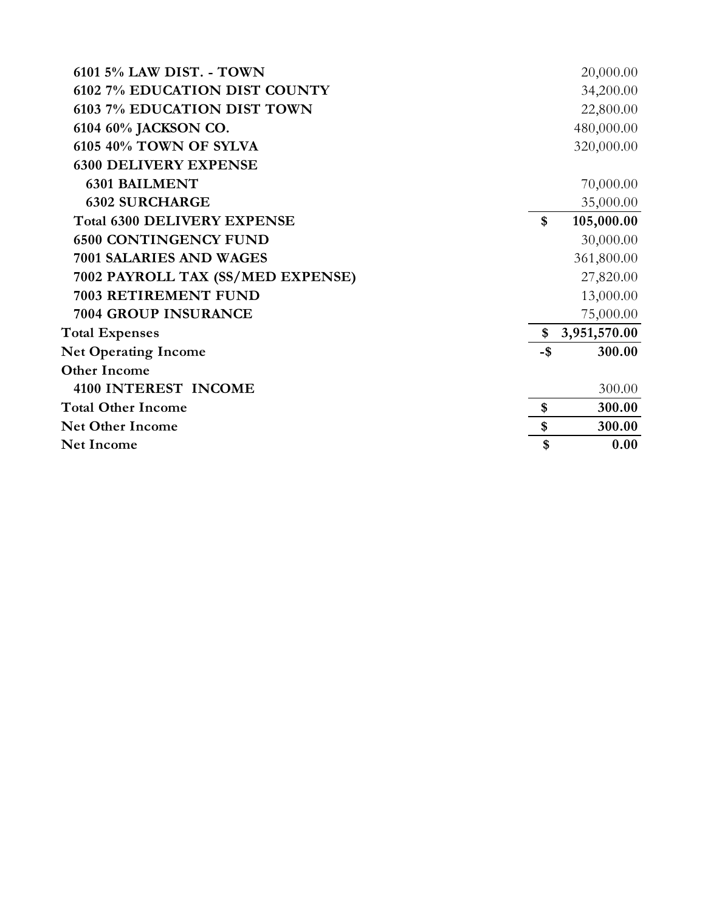| | |
|---|---|
| **6101 5% LAW DIST. - TOWN** | 20,000.00 |
| **6102 7% EDUCATION DIST COUNTY** | 34,200.00 |
| **6103 7% EDUCATION DIST TOWN** | 22,800.00 |
| **6104 60% JACKSON CO.** | 480,000.00 |
| **6105 40% TOWN OF SYLVA** | 320,000.00 |
| **6300 DELIVERY EXPENSE** | |
| **6301 BAILMENT** | 70,000.00 |
| **6302 SURCHARGE** | 35,000.00 |
| **Total 6300 DELIVERY EXPENSE** | **$ 105,000.00** |
| **6500 CONTINGENCY FUND** | 30,000.00 |
| **7001 SALARIES AND WAGES** | 361,800.00 |
| **7002 PAYROLL TAX (SS/MED EXPENSE)** | 27,820.00 |
| **7003 RETIREMENT FUND** | 13,000.00 |
| **7004 GROUP INSURANCE** | 75,000.00 |
| **Total Expenses** | **$ 3,951,570.00** |
| **Net Operating Income** | **-$ 300.00** |
| **Other Income** | |
| **4100 INTEREST INCOME** | 300.00 |
| **Total Other Income** | **$ 300.00** |
| **Net Other Income** | **$ 300.00** |
| **Net Income** | **$ 0.00** |